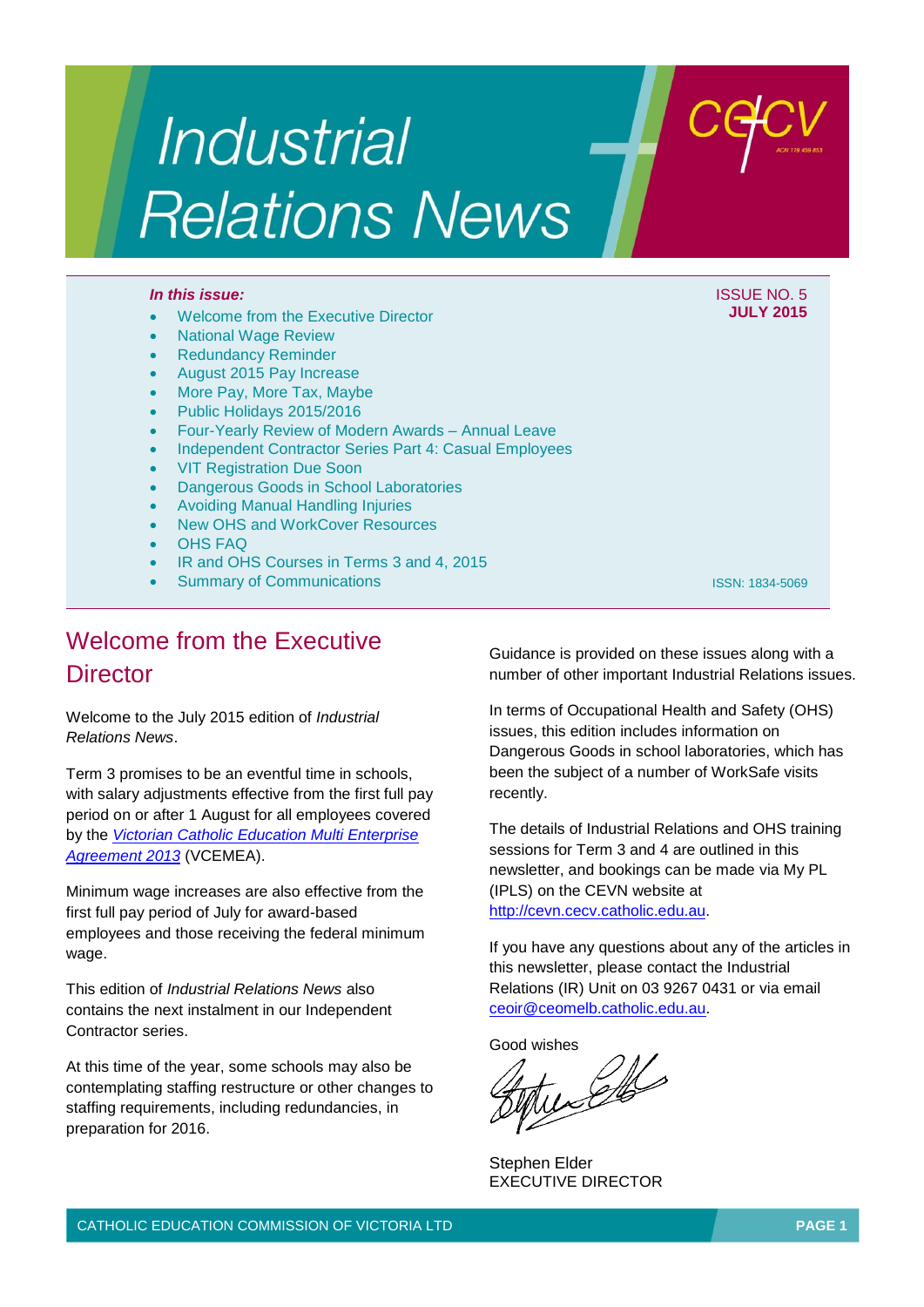# Industrial Relations News

cecv

ACN 119 459 853

*In this issue:*

- Welcome from the Executive Director
- National Wage Review
- Redundancy Reminder
- August 2015 Pay Increase
- More Pay, More Tax, Maybe
- Public Holidays 2015/2016
- Four-Yearly Review of Modern Awards – Annual Leave
- Independent Contractor Series Part 4: Casual Employees
- VIT Registration Due Soon
- Dangerous Goods in School Laboratories
- Avoiding Manual Handling Injuries
- New OHS and WorkCover Resources
- OHS FAQ
- IR and OHS Courses in Terms 3 and 4, 2015
- Summary of Communications

ISSUE NO. 5
**JULY 2015**

ISSN: 1834-5069

## Welcome from the Executive Director

Welcome to the July 2015 edition of *Industrial Relations News*.

Term 3 promises to be an eventful time in schools, with salary adjustments effective from the first full pay period on or after 1 August for all employees covered by the *Victorian Catholic Education Multi Enterprise Agreement 2013* (VCEMEA).

Minimum wage increases are also effective from the first full pay period of July for award-based employees and those receiving the federal minimum wage.

This edition of *Industrial Relations News* also contains the next instalment in our Independent Contractor series.

At this time of the year, some schools may also be contemplating staffing restructure or other changes to staffing requirements, including redundancies, in preparation for 2016.

Guidance is provided on these issues along with a number of other important Industrial Relations issues.

In terms of Occupational Health and Safety (OHS) issues, this edition includes information on Dangerous Goods in school laboratories, which has been the subject of a number of WorkSafe visits recently.

The details of Industrial Relations and OHS training sessions for Term 3 and 4 are outlined in this newsletter, and bookings can be made via My PL (IPLS) on the CEVN website at http://cevn.cecv.catholic.edu.au.

If you have any questions about any of the articles in this newsletter, please contact the Industrial Relations (IR) Unit on 03 9267 0431 or via email ceoir@ceomelb.catholic.edu.au.

Good wishes

Stephen Elder
EXECUTIVE DIRECTOR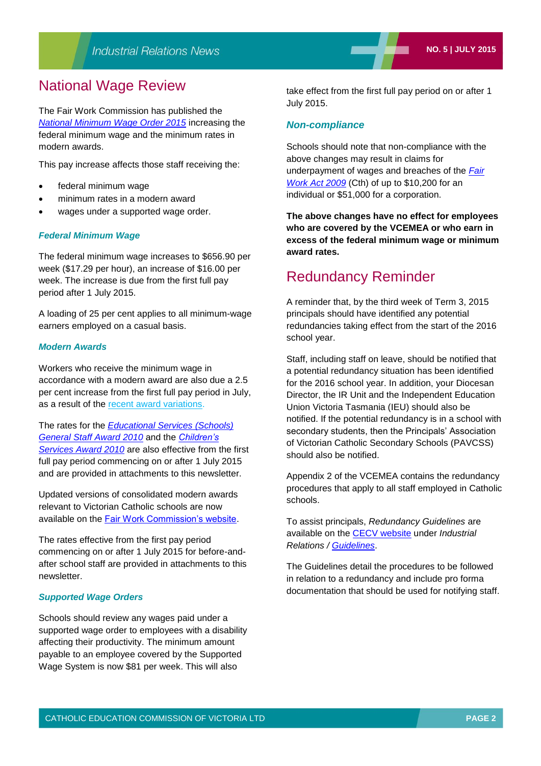## National Wage Review

The Fair Work Commission has published the *National Minimum Wage Order 2015* increasing the federal minimum wage and the minimum rates in modern awards.

This pay increase affects those staff receiving the:

- federal minimum wage
- minimum rates in a modern award
- wages under a supported wage order.

### *Federal Minimum Wage*

The federal minimum wage increases to $656.90 per week ($17.29 per hour), an increase of $16.00 per week. The increase is due from the first full pay period after 1 July 2015.

A loading of 25 per cent applies to all minimum-wage earners employed on a casual basis.

### *Modern Awards*

Workers who receive the minimum wage in accordance with a modern award are also due a 2.5 per cent increase from the first full pay period in July, as a result of the recent award variations.

The rates for the *Educational Services (Schools) General Staff Award 2010* and the *Children's Services Award 2010* are also effective from the first full pay period commencing on or after 1 July 2015 and are provided in attachments to this newsletter.

Updated versions of consolidated modern awards relevant to Victorian Catholic schools are now available on the Fair Work Commission's website.

The rates effective from the first pay period commencing on or after 1 July 2015 for before-and-after school staff are provided in attachments to this newsletter.

### *Supported Wage Orders*

Schools should review any wages paid under a supported wage order to employees with a disability affecting their productivity. The minimum amount payable to an employee covered by the Supported Wage System is now $81 per week. This will also take effect from the first full pay period on or after 1 July 2015.

### *Non-compliance*

Schools should note that non-compliance with the above changes may result in claims for underpayment of wages and breaches of the *Fair Work Act 2009* (Cth) of up to $10,200 for an individual or $51,000 for a corporation.

**The above changes have no effect for employees who are covered by the VCEMEA or who earn in excess of the federal minimum wage or minimum award rates.**

## Redundancy Reminder

A reminder that, by the third week of Term 3, 2015 principals should have identified any potential redundancies taking effect from the start of the 2016 school year.

Staff, including staff on leave, should be notified that a potential redundancy situation has been identified for the 2016 school year. In addition, your Diocesan Director, the IR Unit and the Independent Education Union Victoria Tasmania (IEU) should also be notified. If the potential redundancy is in a school with secondary students, then the Principals' Association of Victorian Catholic Secondary Schools (PAVCSS) should also be notified.

Appendix 2 of the VCEMEA contains the redundancy procedures that apply to all staff employed in Catholic schools.

To assist principals, *Redundancy Guidelines* are available on the CECV website under *Industrial Relations / Guidelines*.

The Guidelines detail the procedures to be followed in relation to a redundancy and include pro forma documentation that should be used for notifying staff.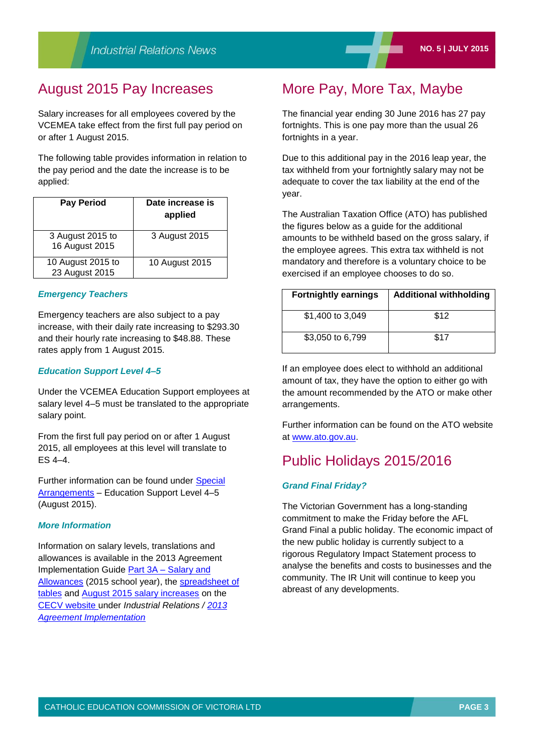## August 2015 Pay Increases

Salary increases for all employees covered by the VCEMEA take effect from the first full pay period on or after 1 August 2015.

The following table provides information in relation to the pay period and the date the increase is to be applied:

| Pay Period | Date increase is applied |
|---|---|
| 3 August 2015 to 16 August 2015 | 3 August 2015 |
| 10 August 2015 to 23 August 2015 | 10 August 2015 |

### *Emergency Teachers*

Emergency teachers are also subject to a pay increase, with their daily rate increasing to $293.30 and their hourly rate increasing to $48.88. These rates apply from 1 August 2015.

### *Education Support Level 4–5*

Under the VCEMEA Education Support employees at salary level 4–5 must be translated to the appropriate salary point.

From the first full pay period on or after 1 August 2015, all employees at this level will translate to ES 4–4.

Further information can be found under Special Arrangements – Education Support Level 4–5 (August 2015).

### *More Information*

Information on salary levels, translations and allowances is available in the 2013 Agreement Implementation Guide Part 3A – Salary and Allowances (2015 school year), the spreadsheet of tables and August 2015 salary increases on the CECV website under *Industrial Relations / 2013 Agreement Implementation*

## More Pay, More Tax, Maybe

The financial year ending 30 June 2016 has 27 pay fortnights. This is one pay more than the usual 26 fortnights in a year.

Due to this additional pay in the 2016 leap year, the tax withheld from your fortnightly salary may not be adequate to cover the tax liability at the end of the year.

The Australian Taxation Office (ATO) has published the figures below as a guide for the additional amounts to be withheld based on the gross salary, if the employee agrees. This extra tax withheld is not mandatory and therefore is a voluntary choice to be exercised if an employee chooses to do so.

| Fortnightly earnings | Additional withholding |
|---|---|
| $1,400 to 3,049 | $12 |
| $3,050 to 6,799 | $17 |

If an employee does elect to withhold an additional amount of tax, they have the option to either go with the amount recommended by the ATO or make other arrangements.

Further information can be found on the ATO website at www.ato.gov.au.

## Public Holidays 2015/2016

### *Grand Final Friday?*

The Victorian Government has a long-standing commitment to make the Friday before the AFL Grand Final a public holiday. The economic impact of the new public holiday is currently subject to a rigorous Regulatory Impact Statement process to analyse the benefits and costs to businesses and the community. The IR Unit will continue to keep you abreast of any developments.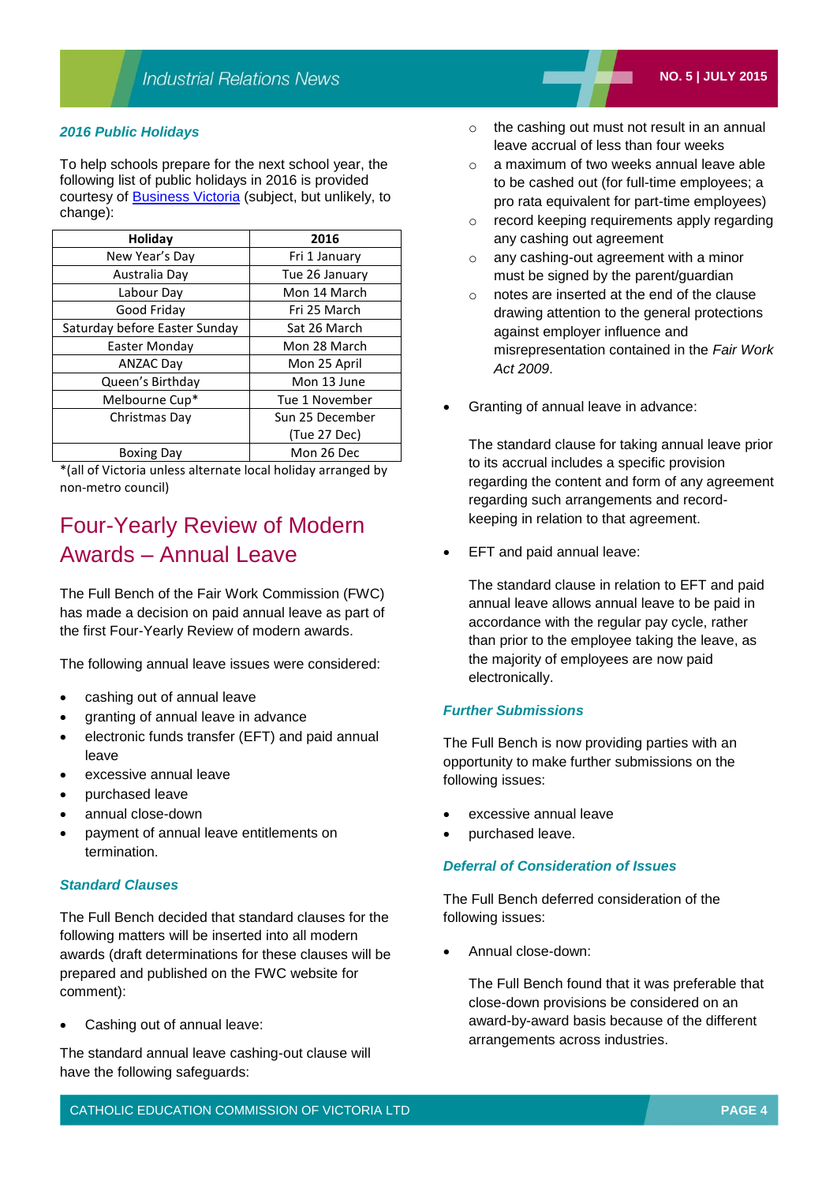### *2016 Public Holidays*

To help schools prepare for the next school year, the following list of public holidays in 2016 is provided courtesy of [Business Victoria](#) (subject, but unlikely, to change):

| Holiday | 2016 |
|---|---|
| New Year's Day | Fri 1 January |
| Australia Day | Tue 26 January |
| Labour Day | Mon 14 March |
| Good Friday | Fri 25 March |
| Saturday before Easter Sunday | Sat 26 March |
| Easter Monday | Mon 28 March |
| ANZAC Day | Mon 25 April |
| Queen's Birthday | Mon 13 June |
| Melbourne Cup* | Tue 1 November |
| Christmas Day | Sun 25 December (Tue 27 Dec) |
| Boxing Day | Mon 26 Dec |

*(all of Victoria unless alternate local holiday arranged by non-metro council)

## Four-Yearly Review of Modern Awards – Annual Leave

The Full Bench of the Fair Work Commission (FWC) has made a decision on paid annual leave as part of the first Four-Yearly Review of modern awards.

The following annual leave issues were considered:

- cashing out of annual leave
- granting of annual leave in advance
- electronic funds transfer (EFT) and paid annual leave
- excessive annual leave
- purchased leave
- annual close-down
- payment of annual leave entitlements on termination.

### *Standard Clauses*

The Full Bench decided that standard clauses for the following matters will be inserted into all modern awards (draft determinations for these clauses will be prepared and published on the FWC website for comment):

- Cashing out of annual leave:

The standard annual leave cashing-out clause will have the following safeguards:

  - the cashing out must not result in an annual leave accrual of less than four weeks
  - a maximum of two weeks annual leave able to be cashed out (for full-time employees; a pro rata equivalent for part-time employees)
  - record keeping requirements apply regarding any cashing out agreement
  - any cashing-out agreement with a minor must be signed by the parent/guardian
  - notes are inserted at the end of the clause drawing attention to the general protections against employer influence and misrepresentation contained in the *Fair Work Act 2009*.

- Granting of annual leave in advance:

  The standard clause for taking annual leave prior to its accrual includes a specific provision regarding the content and form of any agreement regarding such arrangements and record-keeping in relation to that agreement.

- EFT and paid annual leave:

  The standard clause in relation to EFT and paid annual leave allows annual leave to be paid in accordance with the regular pay cycle, rather than prior to the employee taking the leave, as the majority of employees are now paid electronically.

### *Further Submissions*

The Full Bench is now providing parties with an opportunity to make further submissions on the following issues:

- excessive annual leave
- purchased leave.

### *Deferral of Consideration of Issues*

The Full Bench deferred consideration of the following issues:

- Annual close-down:

  The Full Bench found that it was preferable that close-down provisions be considered on an award-by-award basis because of the different arrangements across industries.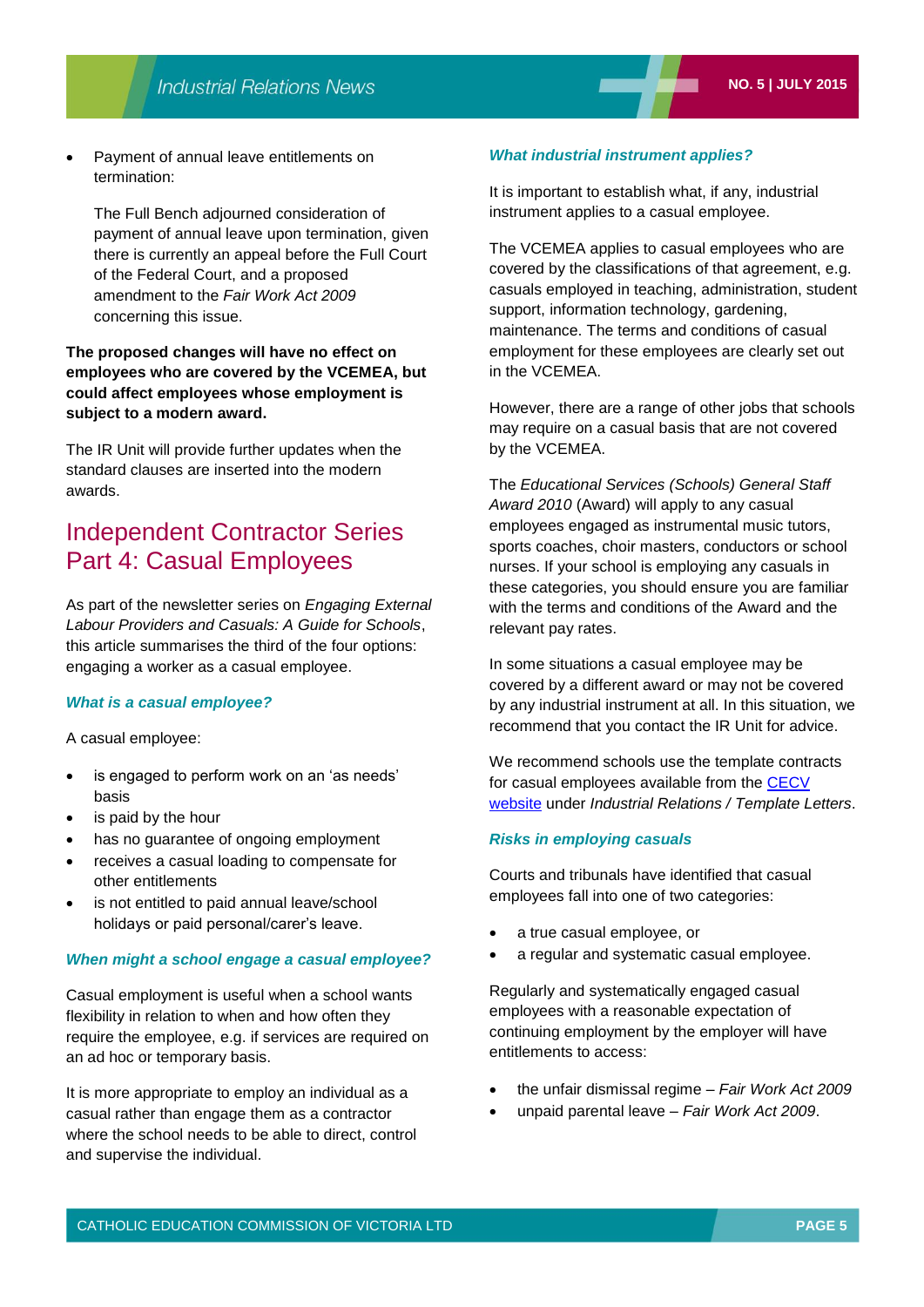- Payment of annual leave entitlements on termination:

  The Full Bench adjourned consideration of payment of annual leave upon termination, given there is currently an appeal before the Full Court of the Federal Court, and a proposed amendment to the *Fair Work Act 2009* concerning this issue.

**The proposed changes will have no effect on employees who are covered by the VCEMEA, but could affect employees whose employment is subject to a modern award.**

The IR Unit will provide further updates when the standard clauses are inserted into the modern awards.

## Independent Contractor Series Part 4: Casual Employees

As part of the newsletter series on *Engaging External Labour Providers and Casuals: A Guide for Schools*, this article summarises the third of the four options: engaging a worker as a casual employee.

### *What is a casual employee?*

A casual employee:

- is engaged to perform work on an 'as needs' basis
- is paid by the hour
- has no guarantee of ongoing employment
- receives a casual loading to compensate for other entitlements
- is not entitled to paid annual leave/school holidays or paid personal/carer's leave.

### *When might a school engage a casual employee?*

Casual employment is useful when a school wants flexibility in relation to when and how often they require the employee, e.g. if services are required on an ad hoc or temporary basis.

It is more appropriate to employ an individual as a casual rather than engage them as a contractor where the school needs to be able to direct, control and supervise the individual.

### *What industrial instrument applies?*

It is important to establish what, if any, industrial instrument applies to a casual employee.

The VCEMEA applies to casual employees who are covered by the classifications of that agreement, e.g. casuals employed in teaching, administration, student support, information technology, gardening, maintenance. The terms and conditions of casual employment for these employees are clearly set out in the VCEMEA.

However, there are a range of other jobs that schools may require on a casual basis that are not covered by the VCEMEA.

The *Educational Services (Schools) General Staff Award 2010* (Award) will apply to any casual employees engaged as instrumental music tutors, sports coaches, choir masters, conductors or school nurses. If your school is employing any casuals in these categories, you should ensure you are familiar with the terms and conditions of the Award and the relevant pay rates.

In some situations a casual employee may be covered by a different award or may not be covered by any industrial instrument at all. In this situation, we recommend that you contact the IR Unit for advice.

We recommend schools use the template contracts for casual employees available from the CECV website under *Industrial Relations / Template Letters*.

### *Risks in employing casuals*

Courts and tribunals have identified that casual employees fall into one of two categories:

- a true casual employee, or
- a regular and systematic casual employee.

Regularly and systematically engaged casual employees with a reasonable expectation of continuing employment by the employer will have entitlements to access:

- the unfair dismissal regime – *Fair Work Act 2009*
- unpaid parental leave – *Fair Work Act 2009*.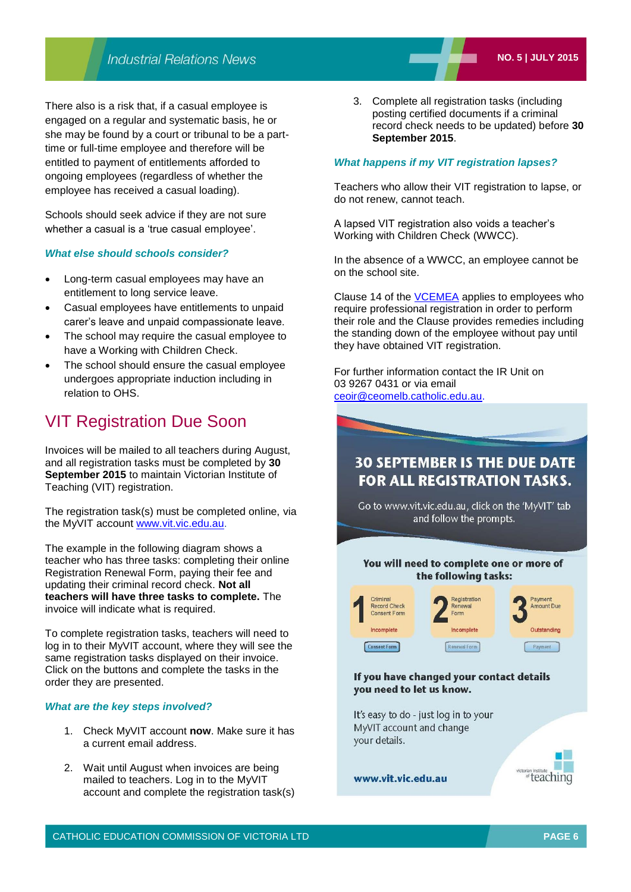There also is a risk that, if a casual employee is engaged on a regular and systematic basis, he or she may be found by a court or tribunal to be a part-time or full-time employee and therefore will be entitled to payment of entitlements afforded to ongoing employees (regardless of whether the employee has received a casual loading).

Schools should seek advice if they are not sure whether a casual is a 'true casual employee'.

### *What else should schools consider?*

- Long-term casual employees may have an entitlement to long service leave.
- Casual employees have entitlements to unpaid carer's leave and unpaid compassionate leave.
- The school may require the casual employee to have a Working with Children Check.
- The school should ensure the casual employee undergoes appropriate induction including in relation to OHS.

## VIT Registration Due Soon

Invoices will be mailed to all teachers during August, and all registration tasks must be completed by **30 September 2015** to maintain Victorian Institute of Teaching (VIT) registration.

The registration task(s) must be completed online, via the MyVIT account www.vit.vic.edu.au.

The example in the following diagram shows a teacher who has three tasks: completing their online Registration Renewal Form, paying their fee and updating their criminal record check. **Not all teachers will have three tasks to complete.** The invoice will indicate what is required.

To complete registration tasks, teachers will need to log in to their MyVIT account, where they will see the same registration tasks displayed on their invoice. Click on the buttons and complete the tasks in the order they are presented.

### *What are the key steps involved?*

1. Check MyVIT account **now**. Make sure it has a current email address.
2. Wait until August when invoices are being mailed to teachers. Log in to the MyVIT account and complete the registration task(s)
3. Complete all registration tasks (including posting certified documents if a criminal record check needs to be updated) before **30 September 2015**.

### *What happens if my VIT registration lapses?*

Teachers who allow their VIT registration to lapse, or do not renew, cannot teach.

A lapsed VIT registration also voids a teacher's Working with Children Check (WWCC).

In the absence of a WWCC, an employee cannot be on the school site.

Clause 14 of the VCEMEA applies to employees who require professional registration in order to perform their role and the Clause provides remedies including the standing down of the employee without pay until they have obtained VIT registration.

For further information contact the IR Unit on 03 9267 0431 or via email ceoir@ceomelb.catholic.edu.au.

**30 SEPTEMBER IS THE DUE DATE FOR ALL REGISTRATION TASKS.**

Go to www.vit.vic.edu.au, click on the 'MyVIT' tab and follow the prompts.

**You will need to complete one or more of the following tasks:**

| 1 Criminal Record Check Consent Form | 2 Registration Renewal Form | 3 Payment Amount Due |
| --- | --- | --- |
| Incomplete | Incomplete | Outstanding |
| Consent Form | Renewal Form | Payment |

**If you have changed your contact details you need to let us know.**

It's easy to do - just log in to your MyVIT account and change your details.

**www.vit.vic.edu.au**

victorian institute of teaching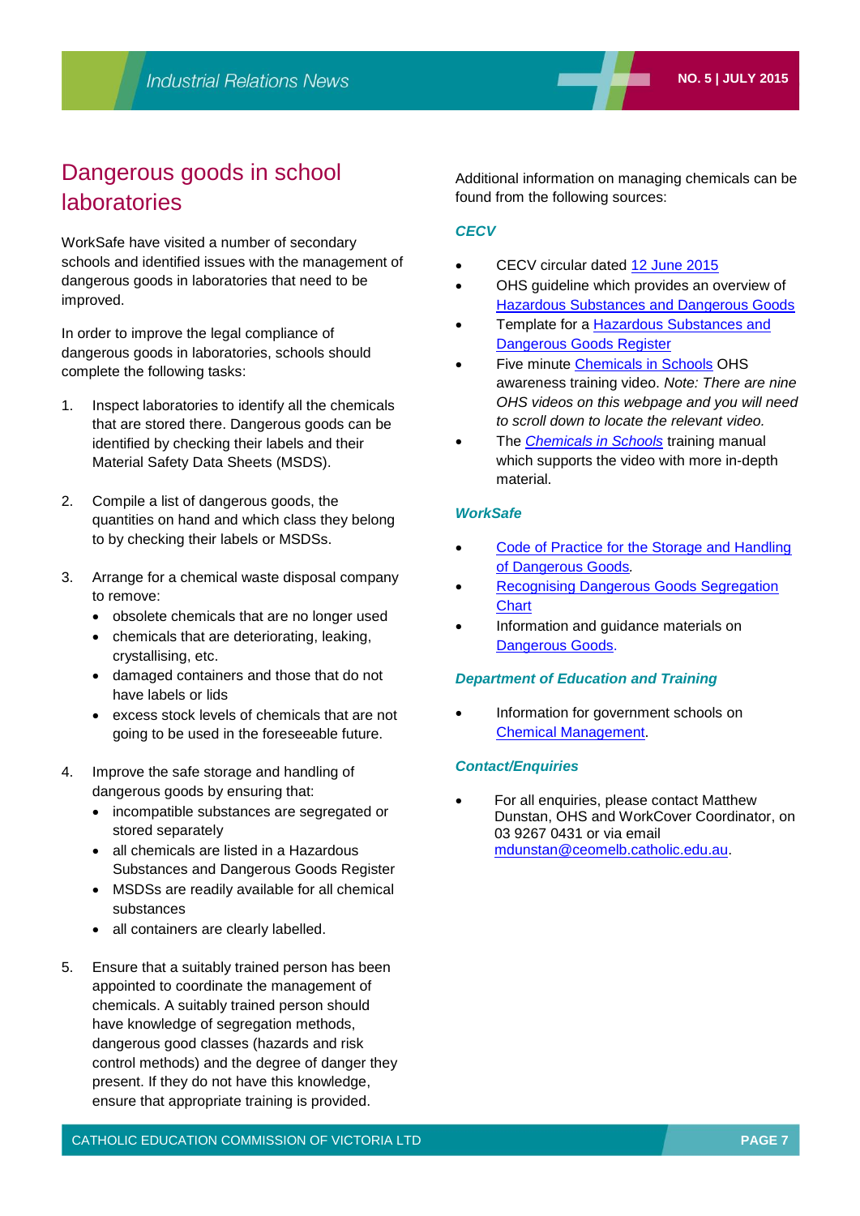# Dangerous goods in school laboratories

WorkSafe have visited a number of secondary schools and identified issues with the management of dangerous goods in laboratories that need to be improved.

In order to improve the legal compliance of dangerous goods in laboratories, schools should complete the following tasks:

1. Inspect laboratories to identify all the chemicals that are stored there. Dangerous goods can be identified by checking their labels and their Material Safety Data Sheets (MSDS).

2. Compile a list of dangerous goods, the quantities on hand and which class they belong to by checking their labels or MSDSs.

3. Arrange for a chemical waste disposal company to remove:
   - obsolete chemicals that are no longer used
   - chemicals that are deteriorating, leaking, crystallising, etc.
   - damaged containers and those that do not have labels or lids
   - excess stock levels of chemicals that are not going to be used in the foreseeable future.

4. Improve the safe storage and handling of dangerous goods by ensuring that:
   - incompatible substances are segregated or stored separately
   - all chemicals are listed in a Hazardous Substances and Dangerous Goods Register
   - MSDSs are readily available for all chemical substances
   - all containers are clearly labelled.

5. Ensure that a suitably trained person has been appointed to coordinate the management of chemicals. A suitably trained person should have knowledge of segregation methods, dangerous good classes (hazards and risk control methods) and the degree of danger they present. If they do not have this knowledge, ensure that appropriate training is provided.

Additional information on managing chemicals can be found from the following sources:

### CECV

- CECV circular dated 12 June 2015
- OHS guideline which provides an overview of Hazardous Substances and Dangerous Goods
- Template for a Hazardous Substances and Dangerous Goods Register
- Five minute Chemicals in Schools OHS awareness training video. *Note: There are nine OHS videos on this webpage and you will need to scroll down to locate the relevant video.*
- The *Chemicals in Schools* training manual which supports the video with more in-depth material.

### WorkSafe

- Code of Practice for the Storage and Handling of Dangerous Goods.
- Recognising Dangerous Goods Segregation Chart
- Information and guidance materials on Dangerous Goods.

### Department of Education and Training

- Information for government schools on Chemical Management.

### Contact/Enquiries

- For all enquiries, please contact Matthew Dunstan, OHS and WorkCover Coordinator, on 03 9267 0431 or via email mdunstan@ceomelb.catholic.edu.au.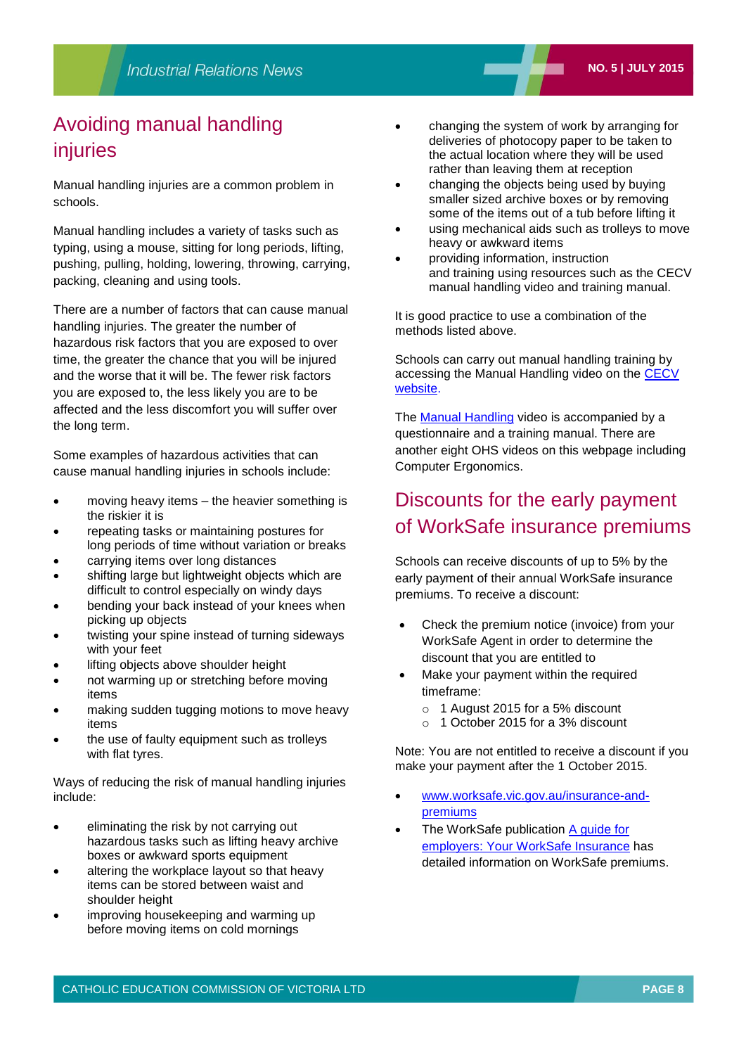## Avoiding manual handling injuries

Manual handling injuries are a common problem in schools.

Manual handling includes a variety of tasks such as typing, using a mouse, sitting for long periods, lifting, pushing, pulling, holding, lowering, throwing, carrying, packing, cleaning and using tools.

There are a number of factors that can cause manual handling injuries. The greater the number of hazardous risk factors that you are exposed to over time, the greater the chance that you will be injured and the worse that it will be. The fewer risk factors you are exposed to, the less likely you are to be affected and the less discomfort you will suffer over the long term.

Some examples of hazardous activities that can cause manual handling injuries in schools include:

- moving heavy items – the heavier something is the riskier it is
- repeating tasks or maintaining postures for long periods of time without variation or breaks
- carrying items over long distances
- shifting large but lightweight objects which are difficult to control especially on windy days
- bending your back instead of your knees when picking up objects
- twisting your spine instead of turning sideways with your feet
- lifting objects above shoulder height
- not warming up or stretching before moving items
- making sudden tugging motions to move heavy items
- the use of faulty equipment such as trolleys with flat tyres.

Ways of reducing the risk of manual handling injuries include:

- eliminating the risk by not carrying out hazardous tasks such as lifting heavy archive boxes or awkward sports equipment
- altering the workplace layout so that heavy items can be stored between waist and shoulder height
- improving housekeeping and warming up before moving items on cold mornings
- changing the system of work by arranging for deliveries of photocopy paper to be taken to the actual location where they will be used rather than leaving them at reception
- changing the objects being used by buying smaller sized archive boxes or by removing some of the items out of a tub before lifting it
- using mechanical aids such as trolleys to move heavy or awkward items
- providing information, instruction and training using resources such as the CECV manual handling video and training manual.

It is good practice to use a combination of the methods listed above.

Schools can carry out manual handling training by accessing the Manual Handling video on the CECV website.

The Manual Handling video is accompanied by a questionnaire and a training manual. There are another eight OHS videos on this webpage including Computer Ergonomics.

## Discounts for the early payment of WorkSafe insurance premiums

Schools can receive discounts of up to 5% by the early payment of their annual WorkSafe insurance premiums. To receive a discount:

- Check the premium notice (invoice) from your WorkSafe Agent in order to determine the discount that you are entitled to
- Make your payment within the required timeframe:
  - 1 August 2015 for a 5% discount
  - 1 October 2015 for a 3% discount

Note: You are not entitled to receive a discount if you make your payment after the 1 October 2015.

- www.worksafe.vic.gov.au/insurance-and-premiums
- The WorkSafe publication A guide for employers: Your WorkSafe Insurance has detailed information on WorkSafe premiums.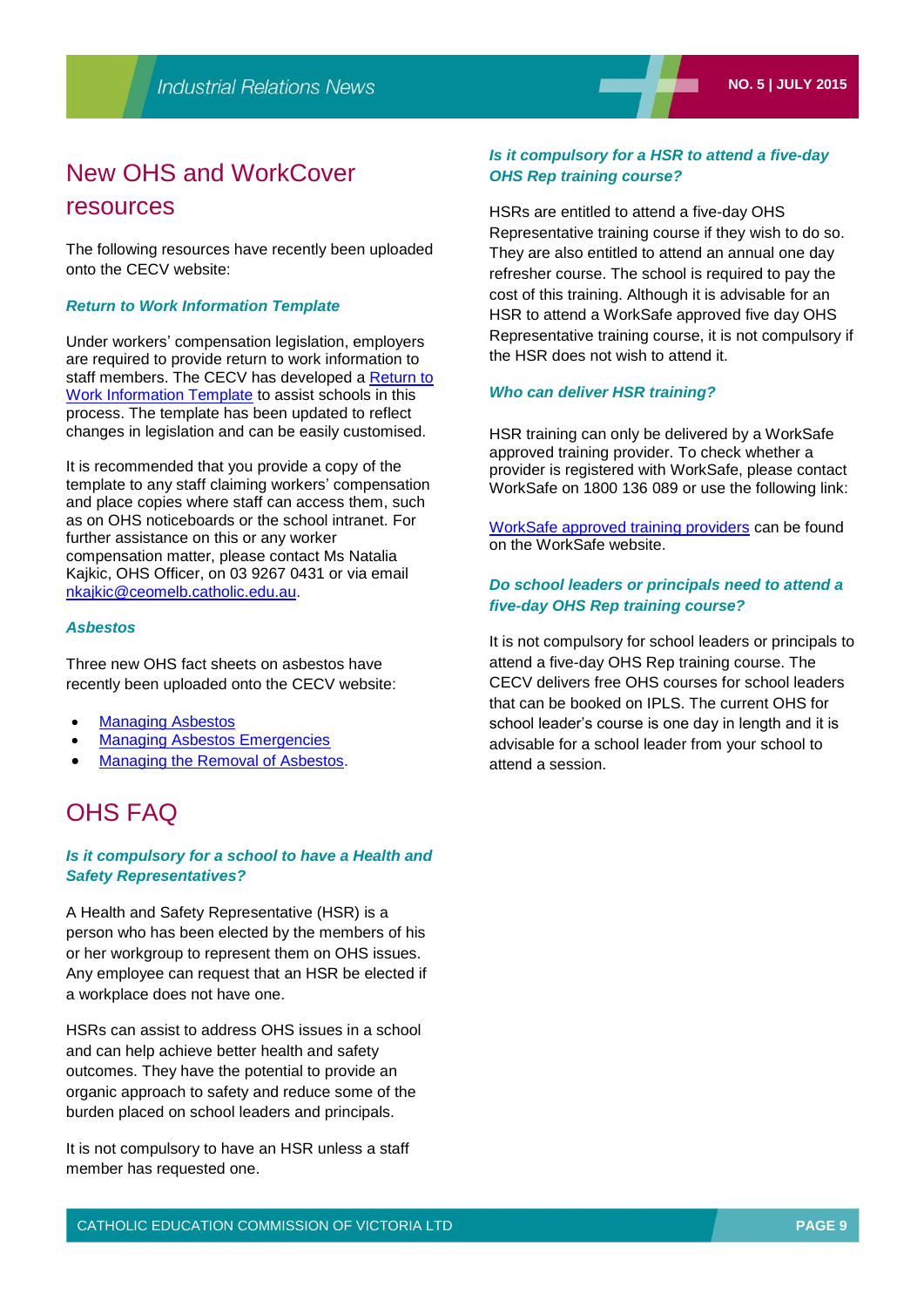# New OHS and WorkCover resources

The following resources have recently been uploaded onto the CECV website:

### *Return to Work Information Template*

Under workers' compensation legislation, employers are required to provide return to work information to staff members. The CECV has developed a Return to Work Information Template to assist schools in this process. The template has been updated to reflect changes in legislation and can be easily customised.

It is recommended that you provide a copy of the template to any staff claiming workers' compensation and place copies where staff can access them, such as on OHS noticeboards or the school intranet. For further assistance on this or any worker compensation matter, please contact Ms Natalia Kajkic, OHS Officer, on 03 9267 0431 or via email nkajkic@ceomelb.catholic.edu.au.

### *Asbestos*

Three new OHS fact sheets on asbestos have recently been uploaded onto the CECV website:

- Managing Asbestos
- Managing Asbestos Emergencies
- Managing the Removal of Asbestos.

# OHS FAQ

### *Is it compulsory for a school to have a Health and Safety Representatives?*

A Health and Safety Representative (HSR) is a person who has been elected by the members of his or her workgroup to represent them on OHS issues. Any employee can request that an HSR be elected if a workplace does not have one.

HSRs can assist to address OHS issues in a school and can help achieve better health and safety outcomes. They have the potential to provide an organic approach to safety and reduce some of the burden placed on school leaders and principals.

It is not compulsory to have an HSR unless a staff member has requested one.

### *Is it compulsory for a HSR to attend a five-day OHS Rep training course?*

HSRs are entitled to attend a five-day OHS Representative training course if they wish to do so. They are also entitled to attend an annual one day refresher course. The school is required to pay the cost of this training. Although it is advisable for an HSR to attend a WorkSafe approved five day OHS Representative training course, it is not compulsory if the HSR does not wish to attend it.

### *Who can deliver HSR training?*

HSR training can only be delivered by a WorkSafe approved training provider. To check whether a provider is registered with WorkSafe, please contact WorkSafe on 1800 136 089 or use the following link:

WorkSafe approved training providers can be found on the WorkSafe website.

### *Do school leaders or principals need to attend a five-day OHS Rep training course?*

It is not compulsory for school leaders or principals to attend a five-day OHS Rep training course. The CECV delivers free OHS courses for school leaders that can be booked on IPLS. The current OHS for school leader's course is one day in length and it is advisable for a school leader from your school to attend a session.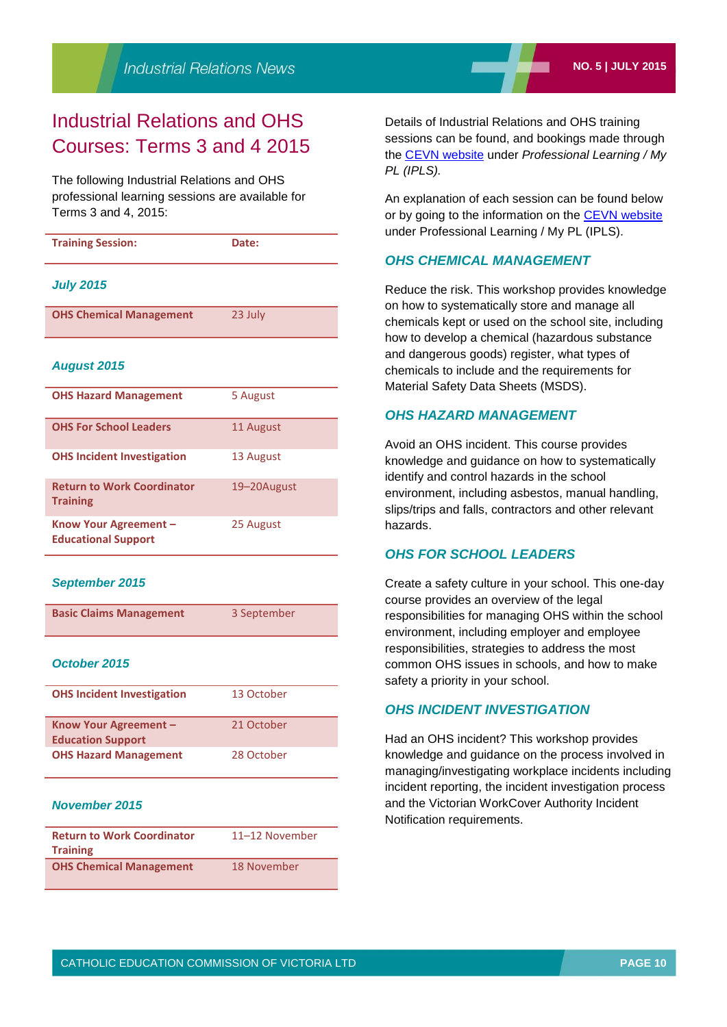# Industrial Relations and OHS Courses: Terms 3 and 4 2015

The following Industrial Relations and OHS professional learning sessions are available for Terms 3 and 4, 2015:

| Training Session: | Date: |
|---|---|
| ***July 2015*** | |
| **OHS Chemical Management** | 23 July |
| ***August 2015*** | |
| **OHS Hazard Management** | 5 August |
| **OHS For School Leaders** | 11 August |
| **OHS Incident Investigation** | 13 August |
| **Return to Work Coordinator Training** | 19–20August |
| **Know Your Agreement – Educational Support** | 25 August |
| ***September 2015*** | |
| **Basic Claims Management** | 3 September |
| ***October 2015*** | |
| **OHS Incident Investigation** | 13 October |
| **Know Your Agreement – Education Support** | 21 October |
| **OHS Hazard Management** | 28 October |
| ***November 2015*** | |
| **Return to Work Coordinator Training** | 11–12 November |
| **OHS Chemical Management** | 18 November |

Details of Industrial Relations and OHS training sessions can be found, and bookings made through the CEVN website under *Professional Learning / My PL (IPLS).*

An explanation of each session can be found below or by going to the information on the CEVN website under Professional Learning / My PL (IPLS).

### *OHS CHEMICAL MANAGEMENT*

Reduce the risk. This workshop provides knowledge on how to systematically store and manage all chemicals kept or used on the school site, including how to develop a chemical (hazardous substance and dangerous goods) register, what types of chemicals to include and the requirements for Material Safety Data Sheets (MSDS).

### *OHS HAZARD MANAGEMENT*

Avoid an OHS incident. This course provides knowledge and guidance on how to systematically identify and control hazards in the school environment, including asbestos, manual handling, slips/trips and falls, contractors and other relevant hazards.

### *OHS FOR SCHOOL LEADERS*

Create a safety culture in your school. This one-day course provides an overview of the legal responsibilities for managing OHS within the school environment, including employer and employee responsibilities, strategies to address the most common OHS issues in schools, and how to make safety a priority in your school.

### *OHS INCIDENT INVESTIGATION*

Had an OHS incident? This workshop provides knowledge and guidance on the process involved in managing/investigating workplace incidents including incident reporting, the incident investigation process and the Victorian WorkCover Authority Incident Notification requirements.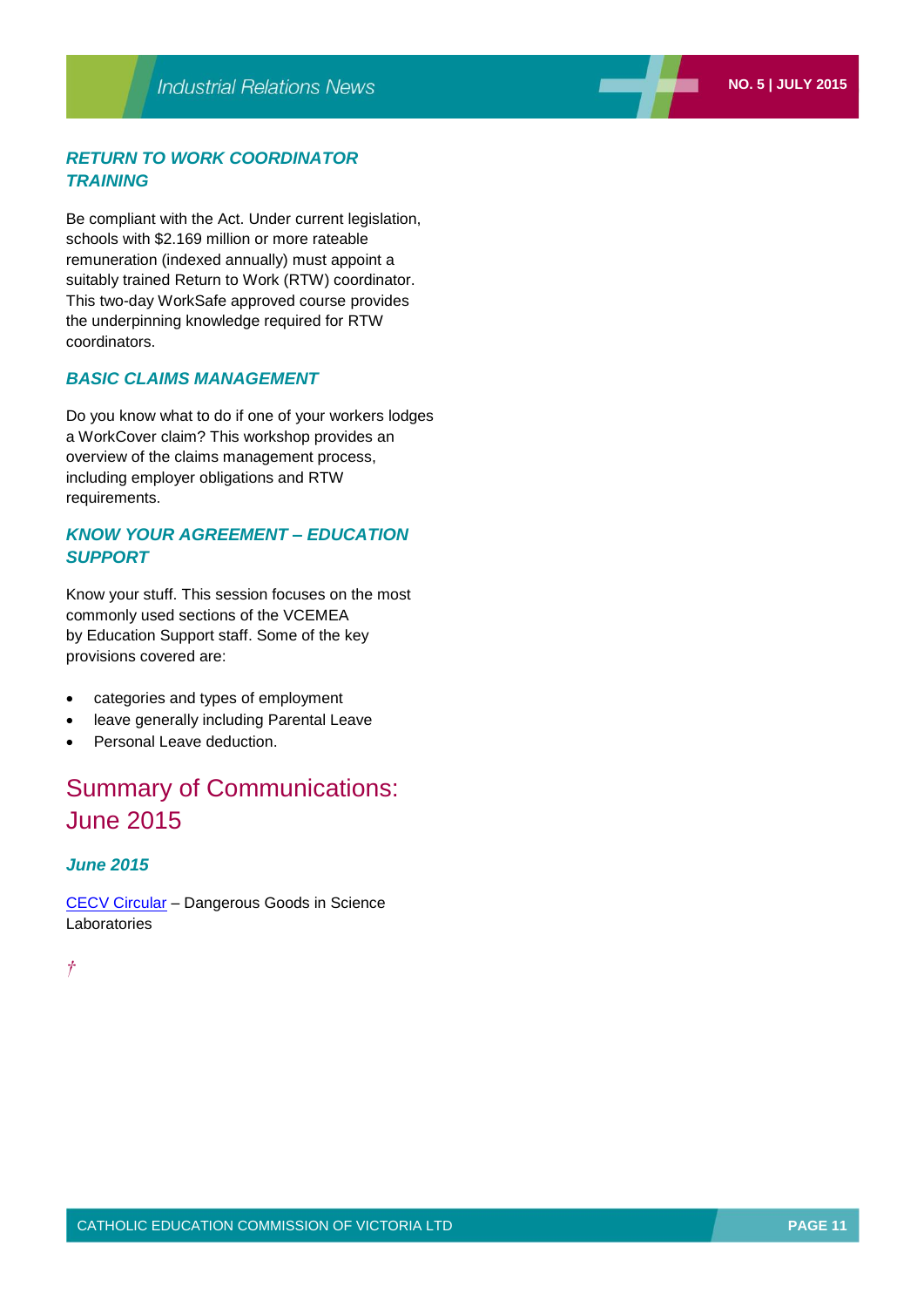### *RETURN TO WORK COORDINATOR TRAINING*

Be compliant with the Act. Under current legislation, schools with $2.169 million or more rateable remuneration (indexed annually) must appoint a suitably trained Return to Work (RTW) coordinator. This two-day WorkSafe approved course provides the underpinning knowledge required for RTW coordinators.

### *BASIC CLAIMS MANAGEMENT*

Do you know what to do if one of your workers lodges a WorkCover claim? This workshop provides an overview of the claims management process, including employer obligations and RTW requirements.

### *KNOW YOUR AGREEMENT – EDUCATION SUPPORT*

Know your stuff. This session focuses on the most commonly used sections of the VCEMEA by Education Support staff. Some of the key provisions covered are:

- categories and types of employment
- leave generally including Parental Leave
- Personal Leave deduction.

## Summary of Communications: June 2015

### *June 2015*

CECV Circular – Dangerous Goods in Science Laboratories

†